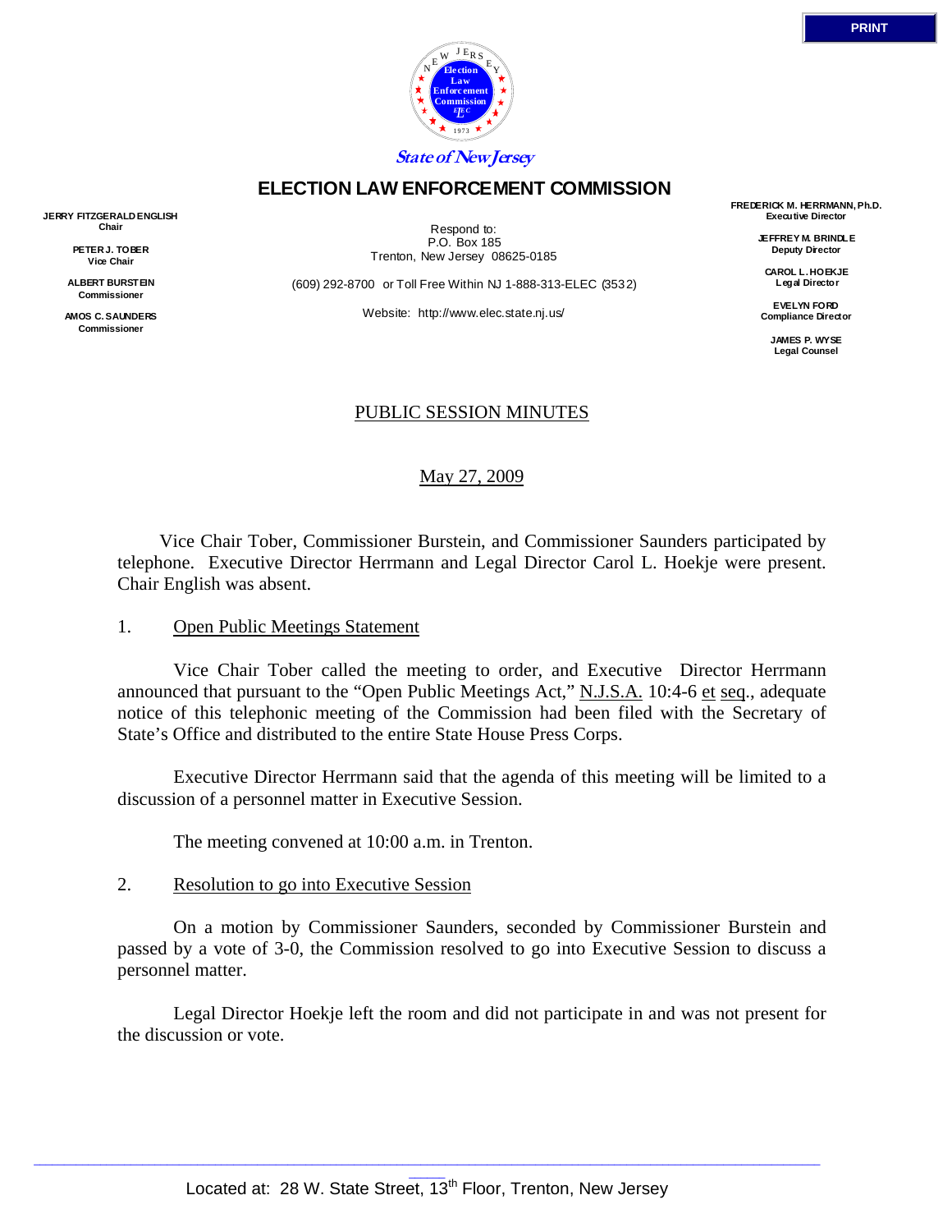State of New Jersey

# ELECTION LAW ENFORCEMENT COMMISSION

**JERRY FITZGERALD ENGLISH**
**Chair**

**PETER J. TOBER**
**Vice Chair**

**ALBERT BURSTEIN**
**Commissioner**

**AMOS C. SAUNDERS**
**Commissioner**

Respond to:
P.O. Box 185
Trenton, New Jersey 08625-0185

(609) 292-8700 or Toll Free Within NJ 1-888-313-ELEC (3532)

Website: http://www.elec.state.nj.us/

**FREDERICK M. HERRMANN, Ph.D.**
**Executive Director**

**JEFFREY M. BRINDLE**
**Deputy Director**

**CAROL L. HOEKJE**
**Legal Director**

**EVELYN FORD**
**Compliance Director**

**JAMES P. WYSE**
**Legal Counsel**

## PUBLIC SESSION MINUTES

May 27, 2009

Vice Chair Tober, Commissioner Burstein, and Commissioner Saunders participated by telephone. Executive Director Herrmann and Legal Director Carol L. Hoekje were present. Chair English was absent.

1. Open Public Meetings Statement

Vice Chair Tober called the meeting to order, and Executive Director Herrmann announced that pursuant to the "Open Public Meetings Act," N.J.S.A. 10:4-6 et seq., adequate notice of this telephonic meeting of the Commission had been filed with the Secretary of State's Office and distributed to the entire State House Press Corps.

Executive Director Herrmann said that the agenda of this meeting will be limited to a discussion of a personnel matter in Executive Session.

The meeting convened at 10:00 a.m. in Trenton.

2. Resolution to go into Executive Session

On a motion by Commissioner Saunders, seconded by Commissioner Burstein and passed by a vote of 3-0, the Commission resolved to go into Executive Session to discuss a personnel matter.

Legal Director Hoekje left the room and did not participate in and was not present for the discussion or vote.

Located at: 28 W. State Street, 13th Floor, Trenton, New Jersey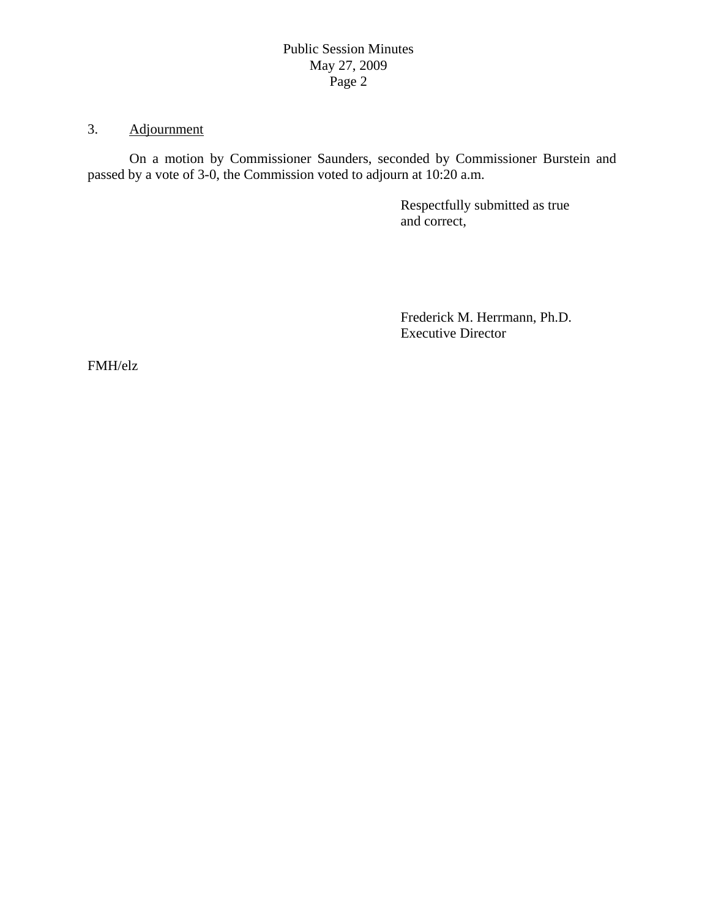3. Adjournment

On a motion by Commissioner Saunders, seconded by Commissioner Burstein and passed by a vote of 3-0, the Commission voted to adjourn at 10:20 a.m.

Respectfully submitted as true
and correct,

Frederick M. Herrmann, Ph.D.
Executive Director

FMH/elz